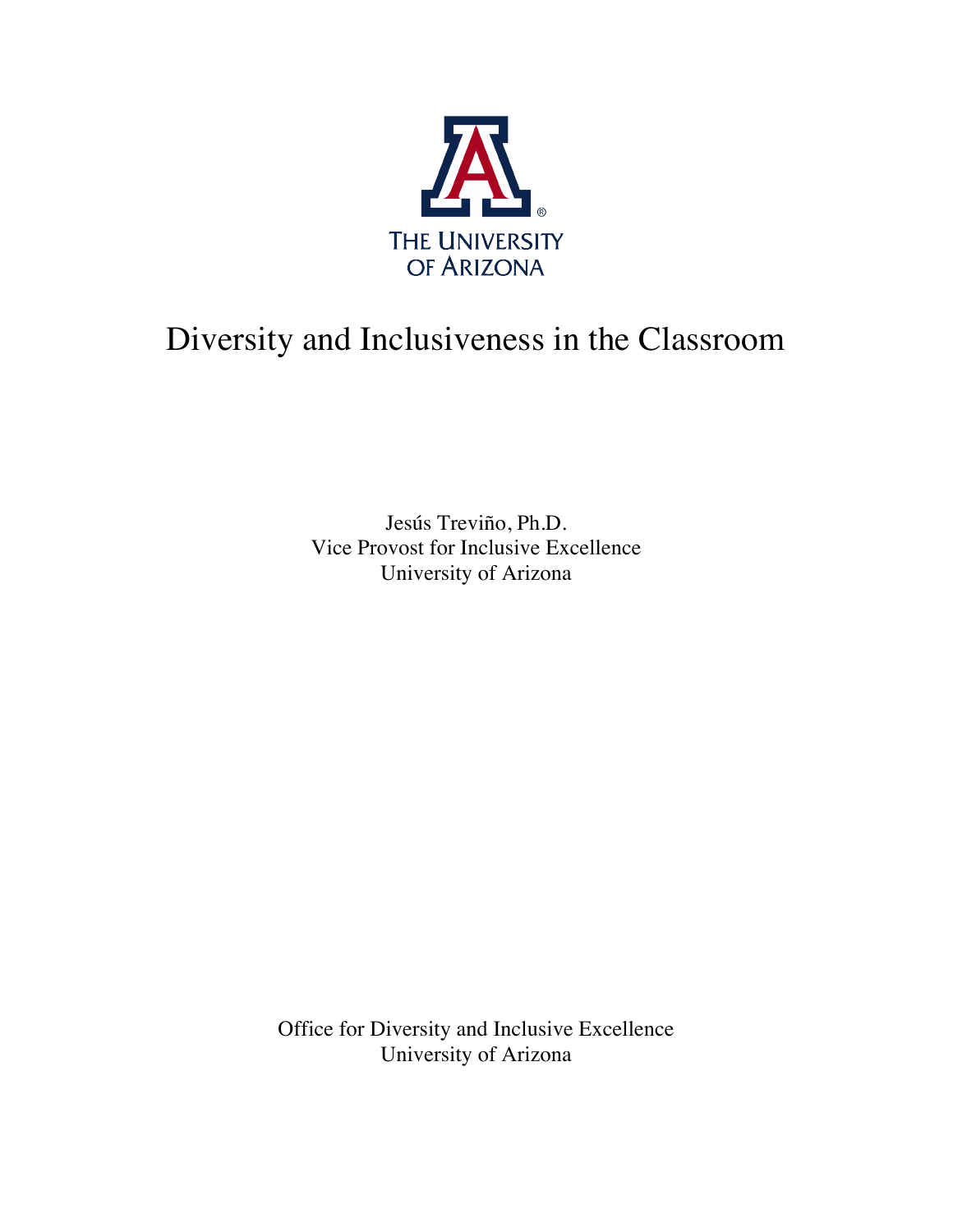THE UNIVERSITY OF ARIZONA

# Diversity and Inclusiveness in the Classroom

Jesús Treviño, Ph.D.
Vice Provost for Inclusive Excellence
University of Arizona

Office for Diversity and Inclusive Excellence
University of Arizona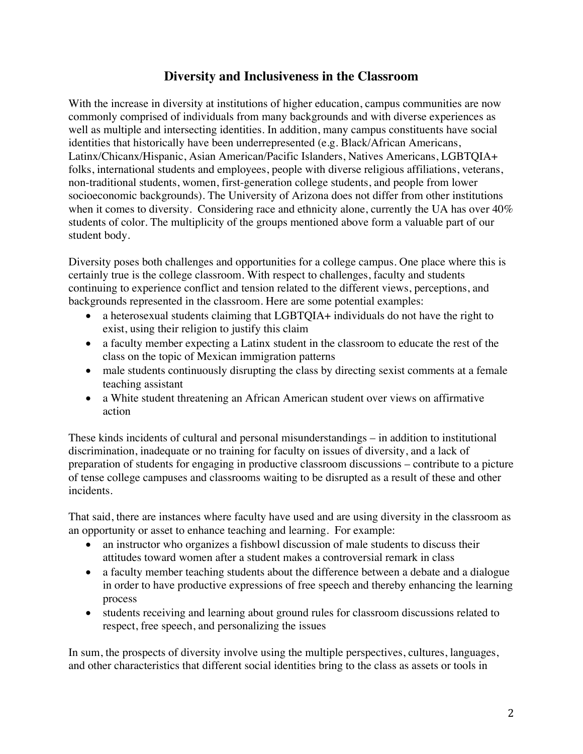## Diversity and Inclusiveness in the Classroom

With the increase in diversity at institutions of higher education, campus communities are now commonly comprised of individuals from many backgrounds and with diverse experiences as well as multiple and intersecting identities. In addition, many campus constituents have social identities that historically have been underrepresented (e.g. Black/African Americans, Latinx/Chicanx/Hispanic, Asian American/Pacific Islanders, Natives Americans, LGBTQIA+ folks, international students and employees, people with diverse religious affiliations, veterans, non-traditional students, women, first-generation college students, and people from lower socioeconomic backgrounds). The University of Arizona does not differ from other institutions when it comes to diversity. Considering race and ethnicity alone, currently the UA has over 40% students of color. The multiplicity of the groups mentioned above form a valuable part of our student body.

Diversity poses both challenges and opportunities for a college campus. One place where this is certainly true is the college classroom. With respect to challenges, faculty and students continuing to experience conflict and tension related to the different views, perceptions, and backgrounds represented in the classroom. Here are some potential examples:

- a heterosexual students claiming that LGBTQIA+ individuals do not have the right to exist, using their religion to justify this claim
- a faculty member expecting a Latinx student in the classroom to educate the rest of the class on the topic of Mexican immigration patterns
- male students continuously disrupting the class by directing sexist comments at a female teaching assistant
- a White student threatening an African American student over views on affirmative action

These kinds incidents of cultural and personal misunderstandings – in addition to institutional discrimination, inadequate or no training for faculty on issues of diversity, and a lack of preparation of students for engaging in productive classroom discussions – contribute to a picture of tense college campuses and classrooms waiting to be disrupted as a result of these and other incidents.

That said, there are instances where faculty have used and are using diversity in the classroom as an opportunity or asset to enhance teaching and learning. For example:

- an instructor who organizes a fishbowl discussion of male students to discuss their attitudes toward women after a student makes a controversial remark in class
- a faculty member teaching students about the difference between a debate and a dialogue in order to have productive expressions of free speech and thereby enhancing the learning process
- students receiving and learning about ground rules for classroom discussions related to respect, free speech, and personalizing the issues

In sum, the prospects of diversity involve using the multiple perspectives, cultures, languages, and other characteristics that different social identities bring to the class as assets or tools in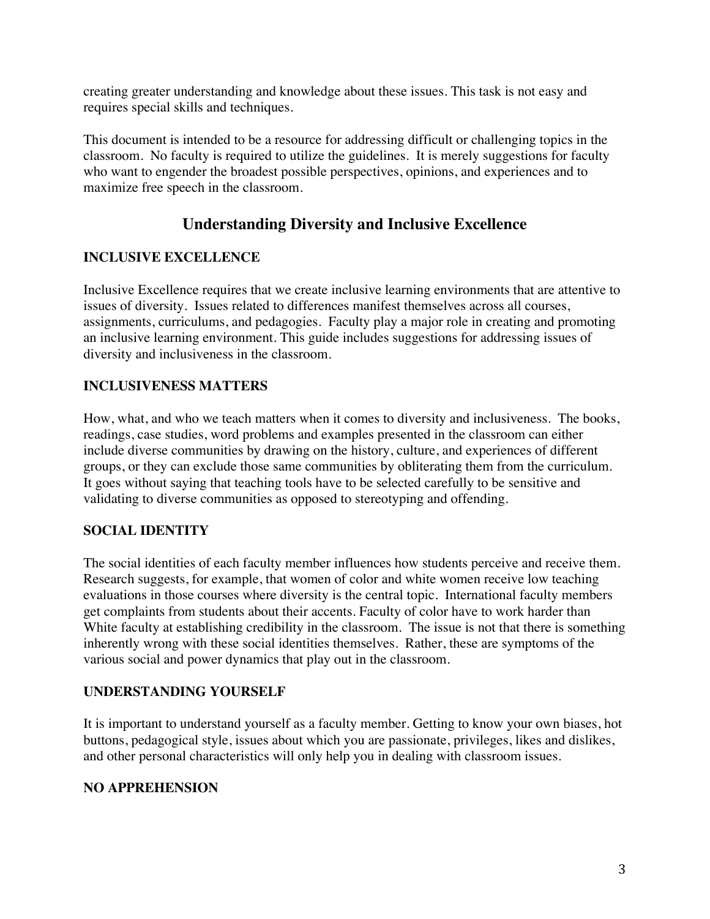creating greater understanding and knowledge about these issues. This task is not easy and requires special skills and techniques.

This document is intended to be a resource for addressing difficult or challenging topics in the classroom. No faculty is required to utilize the guidelines. It is merely suggestions for faculty who want to engender the broadest possible perspectives, opinions, and experiences and to maximize free speech in the classroom.

## Understanding Diversity and Inclusive Excellence

### INCLUSIVE EXCELLENCE

Inclusive Excellence requires that we create inclusive learning environments that are attentive to issues of diversity. Issues related to differences manifest themselves across all courses, assignments, curriculums, and pedagogies. Faculty play a major role in creating and promoting an inclusive learning environment. This guide includes suggestions for addressing issues of diversity and inclusiveness in the classroom.

### INCLUSIVENESS MATTERS

How, what, and who we teach matters when it comes to diversity and inclusiveness. The books, readings, case studies, word problems and examples presented in the classroom can either include diverse communities by drawing on the history, culture, and experiences of different groups, or they can exclude those same communities by obliterating them from the curriculum. It goes without saying that teaching tools have to be selected carefully to be sensitive and validating to diverse communities as opposed to stereotyping and offending.

### SOCIAL IDENTITY

The social identities of each faculty member influences how students perceive and receive them. Research suggests, for example, that women of color and white women receive low teaching evaluations in those courses where diversity is the central topic. International faculty members get complaints from students about their accents. Faculty of color have to work harder than White faculty at establishing credibility in the classroom. The issue is not that there is something inherently wrong with these social identities themselves. Rather, these are symptoms of the various social and power dynamics that play out in the classroom.

### UNDERSTANDING YOURSELF

It is important to understand yourself as a faculty member. Getting to know your own biases, hot buttons, pedagogical style, issues about which you are passionate, privileges, likes and dislikes, and other personal characteristics will only help you in dealing with classroom issues.

### NO APPREHENSION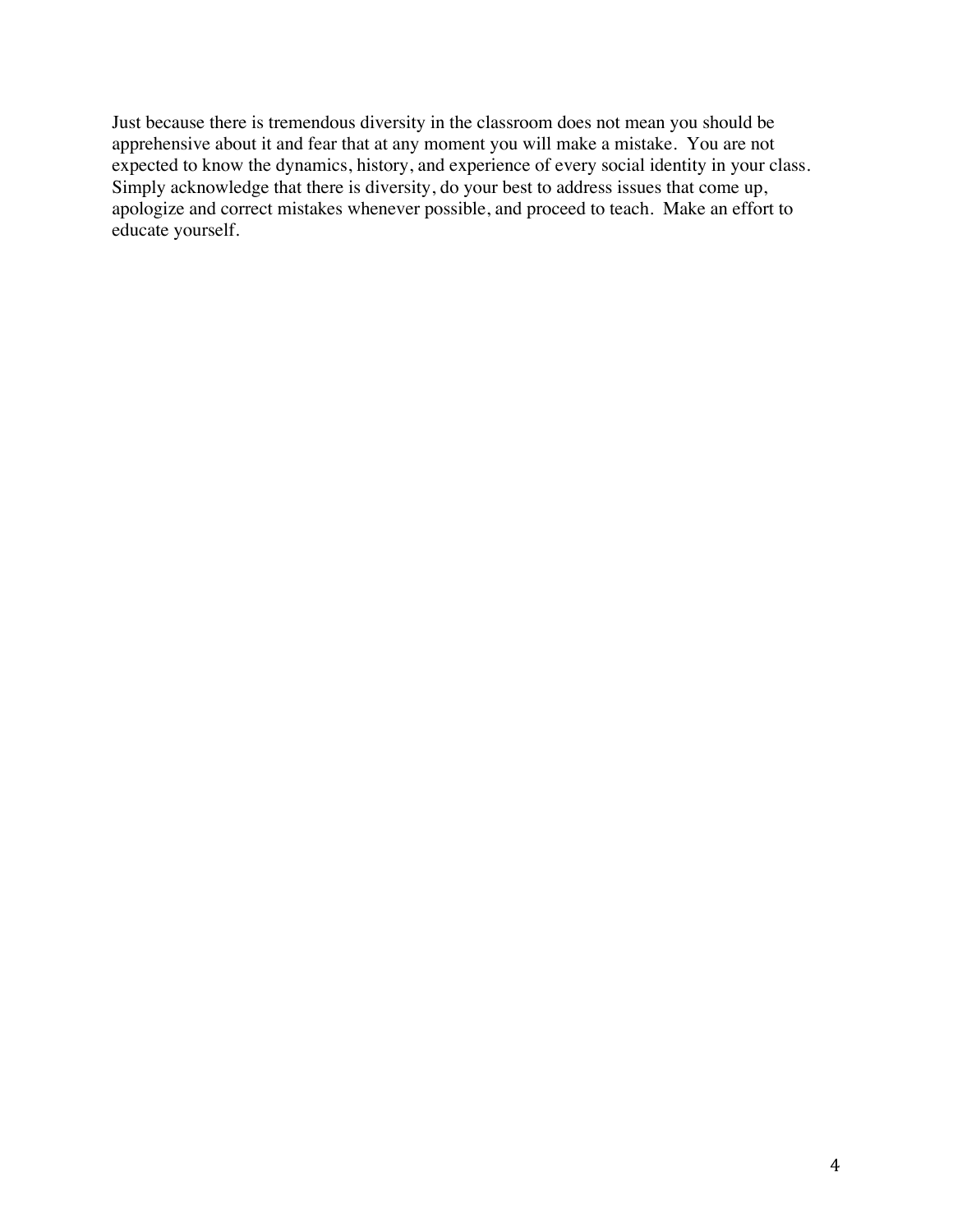Just because there is tremendous diversity in the classroom does not mean you should be apprehensive about it and fear that at any moment you will make a mistake. You are not expected to know the dynamics, history, and experience of every social identity in your class. Simply acknowledge that there is diversity, do your best to address issues that come up, apologize and correct mistakes whenever possible, and proceed to teach. Make an effort to educate yourself.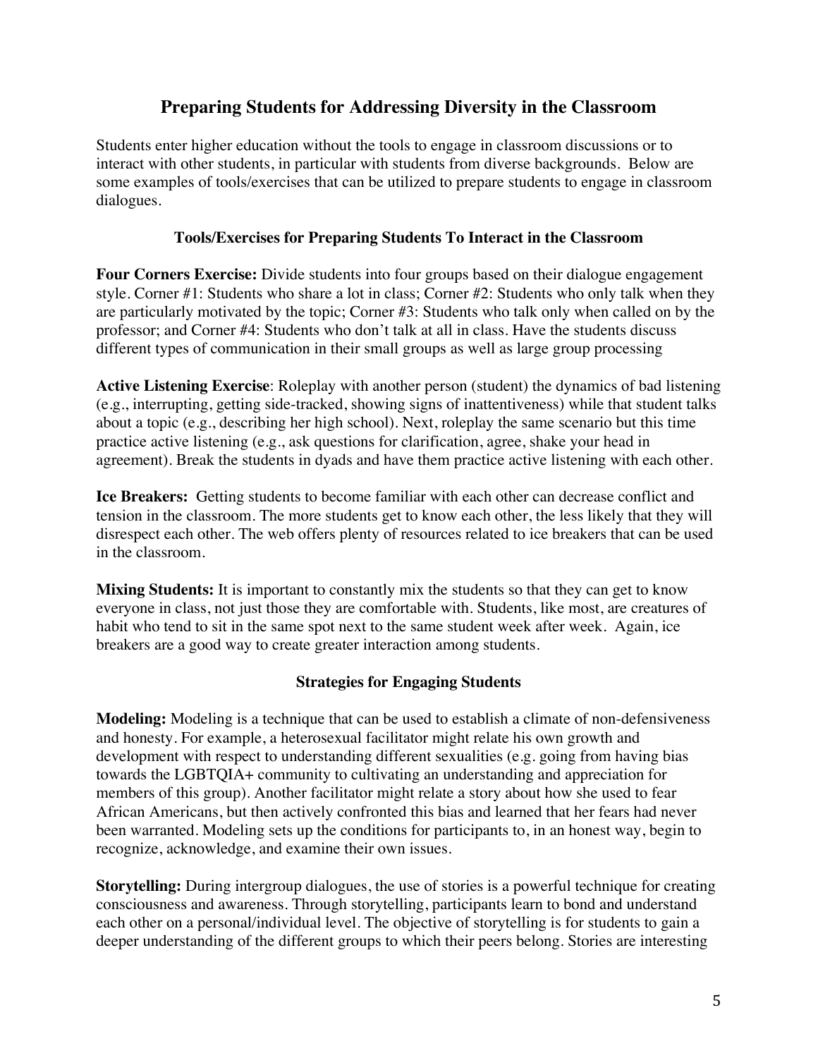## Preparing Students for Addressing Diversity in the Classroom

Students enter higher education without the tools to engage in classroom discussions or to interact with other students, in particular with students from diverse backgrounds. Below are some examples of tools/exercises that can be utilized to prepare students to engage in classroom dialogues.

### Tools/Exercises for Preparing Students To Interact in the Classroom

**Four Corners Exercise:** Divide students into four groups based on their dialogue engagement style. Corner #1: Students who share a lot in class; Corner #2: Students who only talk when they are particularly motivated by the topic; Corner #3: Students who talk only when called on by the professor; and Corner #4: Students who don't talk at all in class. Have the students discuss different types of communication in their small groups as well as large group processing

**Active Listening Exercise**: Roleplay with another person (student) the dynamics of bad listening (e.g., interrupting, getting side-tracked, showing signs of inattentiveness) while that student talks about a topic (e.g., describing her high school). Next, roleplay the same scenario but this time practice active listening (e.g., ask questions for clarification, agree, shake your head in agreement). Break the students in dyads and have them practice active listening with each other.

**Ice Breakers:** Getting students to become familiar with each other can decrease conflict and tension in the classroom. The more students get to know each other, the less likely that they will disrespect each other. The web offers plenty of resources related to ice breakers that can be used in the classroom.

**Mixing Students:** It is important to constantly mix the students so that they can get to know everyone in class, not just those they are comfortable with. Students, like most, are creatures of habit who tend to sit in the same spot next to the same student week after week. Again, ice breakers are a good way to create greater interaction among students.

### Strategies for Engaging Students

**Modeling:** Modeling is a technique that can be used to establish a climate of non-defensiveness and honesty. For example, a heterosexual facilitator might relate his own growth and development with respect to understanding different sexualities (e.g. going from having bias towards the LGBTQIA+ community to cultivating an understanding and appreciation for members of this group). Another facilitator might relate a story about how she used to fear African Americans, but then actively confronted this bias and learned that her fears had never been warranted. Modeling sets up the conditions for participants to, in an honest way, begin to recognize, acknowledge, and examine their own issues.

**Storytelling:** During intergroup dialogues, the use of stories is a powerful technique for creating consciousness and awareness. Through storytelling, participants learn to bond and understand each other on a personal/individual level. The objective of storytelling is for students to gain a deeper understanding of the different groups to which their peers belong. Stories are interesting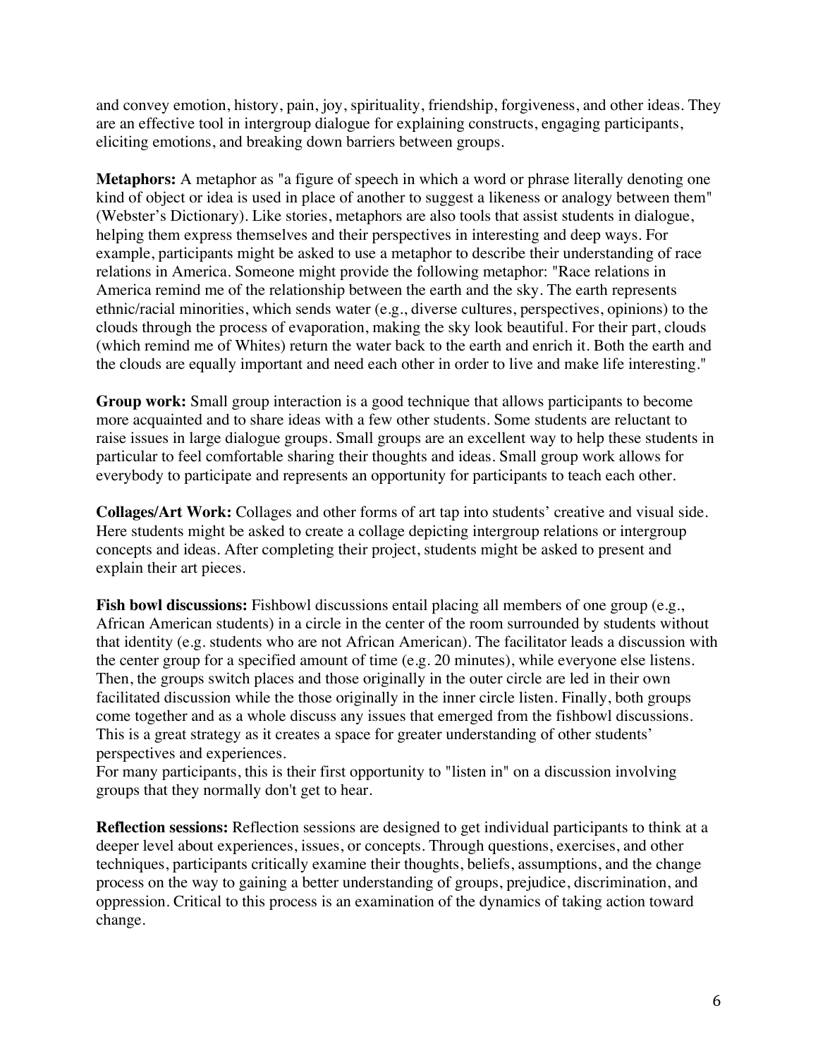and convey emotion, history, pain, joy, spirituality, friendship, forgiveness, and other ideas. They are an effective tool in intergroup dialogue for explaining constructs, engaging participants, eliciting emotions, and breaking down barriers between groups.

**Metaphors:** A metaphor as "a figure of speech in which a word or phrase literally denoting one kind of object or idea is used in place of another to suggest a likeness or analogy between them" (Webster's Dictionary). Like stories, metaphors are also tools that assist students in dialogue, helping them express themselves and their perspectives in interesting and deep ways. For example, participants might be asked to use a metaphor to describe their understanding of race relations in America. Someone might provide the following metaphor: "Race relations in America remind me of the relationship between the earth and the sky. The earth represents ethnic/racial minorities, which sends water (e.g., diverse cultures, perspectives, opinions) to the clouds through the process of evaporation, making the sky look beautiful. For their part, clouds (which remind me of Whites) return the water back to the earth and enrich it. Both the earth and the clouds are equally important and need each other in order to live and make life interesting."

**Group work:** Small group interaction is a good technique that allows participants to become more acquainted and to share ideas with a few other students. Some students are reluctant to raise issues in large dialogue groups. Small groups are an excellent way to help these students in particular to feel comfortable sharing their thoughts and ideas. Small group work allows for everybody to participate and represents an opportunity for participants to teach each other.

**Collages/Art Work:** Collages and other forms of art tap into students' creative and visual side. Here students might be asked to create a collage depicting intergroup relations or intergroup concepts and ideas. After completing their project, students might be asked to present and explain their art pieces.

**Fish bowl discussions:** Fishbowl discussions entail placing all members of one group (e.g., African American students) in a circle in the center of the room surrounded by students without that identity (e.g. students who are not African American). The facilitator leads a discussion with the center group for a specified amount of time (e.g. 20 minutes), while everyone else listens. Then, the groups switch places and those originally in the outer circle are led in their own facilitated discussion while the those originally in the inner circle listen. Finally, both groups come together and as a whole discuss any issues that emerged from the fishbowl discussions. This is a great strategy as it creates a space for greater understanding of other students' perspectives and experiences.
For many participants, this is their first opportunity to "listen in" on a discussion involving groups that they normally don't get to hear.

**Reflection sessions:** Reflection sessions are designed to get individual participants to think at a deeper level about experiences, issues, or concepts. Through questions, exercises, and other techniques, participants critically examine their thoughts, beliefs, assumptions, and the change process on the way to gaining a better understanding of groups, prejudice, discrimination, and oppression. Critical to this process is an examination of the dynamics of taking action toward change.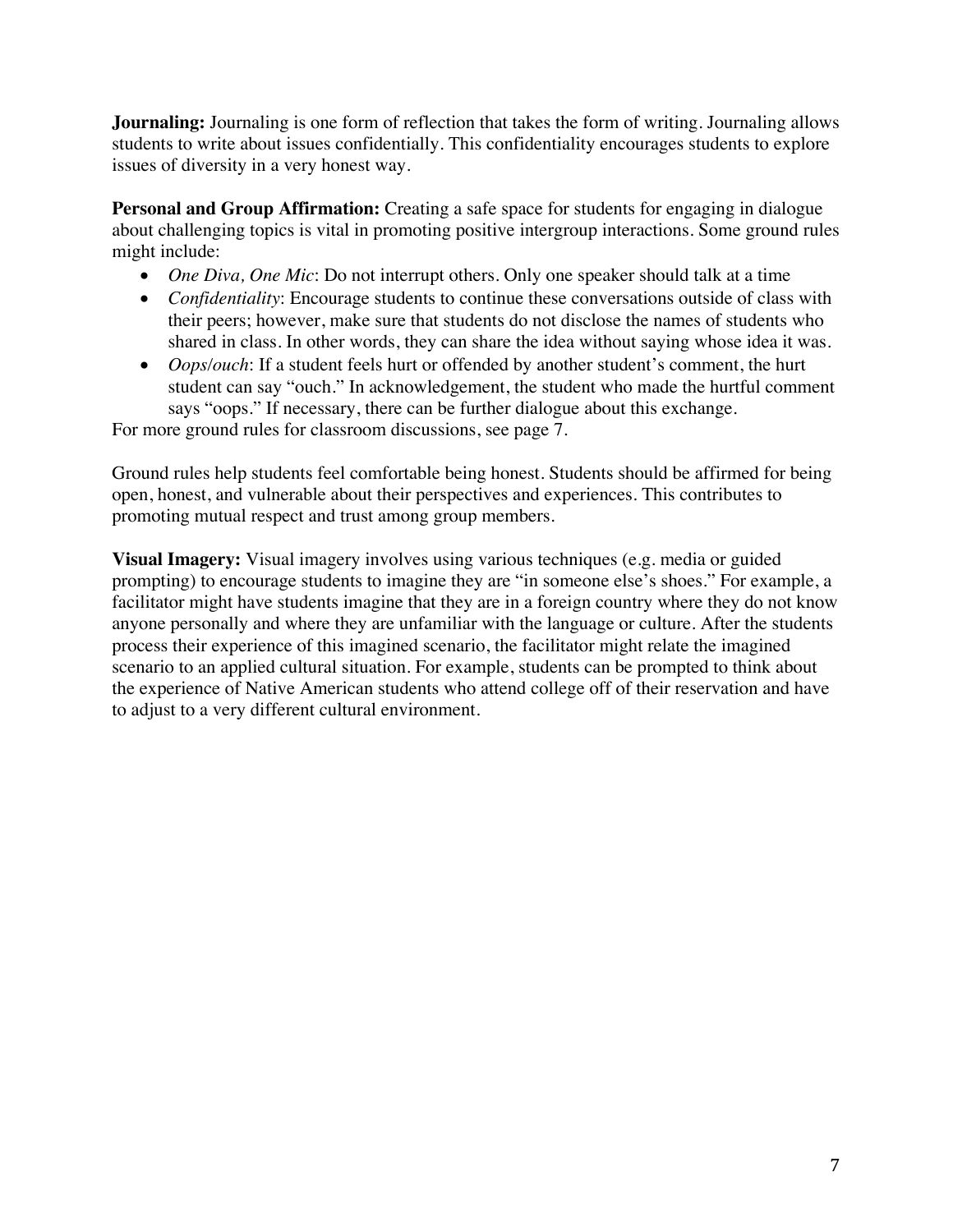**Journaling:** Journaling is one form of reflection that takes the form of writing. Journaling allows students to write about issues confidentially. This confidentiality encourages students to explore issues of diversity in a very honest way.

**Personal and Group Affirmation:** Creating a safe space for students for engaging in dialogue about challenging topics is vital in promoting positive intergroup interactions. Some ground rules might include:

- *One Diva, One Mic*: Do not interrupt others. Only one speaker should talk at a time
- *Confidentiality*: Encourage students to continue these conversations outside of class with their peers; however, make sure that students do not disclose the names of students who shared in class. In other words, they can share the idea without saying whose idea it was.
- *Oops/ouch*: If a student feels hurt or offended by another student's comment, the hurt student can say "ouch." In acknowledgement, the student who made the hurtful comment says "oops." If necessary, there can be further dialogue about this exchange.

For more ground rules for classroom discussions, see page 7.

Ground rules help students feel comfortable being honest. Students should be affirmed for being open, honest, and vulnerable about their perspectives and experiences. This contributes to promoting mutual respect and trust among group members.

**Visual Imagery:** Visual imagery involves using various techniques (e.g. media or guided prompting) to encourage students to imagine they are "in someone else's shoes." For example, a facilitator might have students imagine that they are in a foreign country where they do not know anyone personally and where they are unfamiliar with the language or culture. After the students process their experience of this imagined scenario, the facilitator might relate the imagined scenario to an applied cultural situation. For example, students can be prompted to think about the experience of Native American students who attend college off of their reservation and have to adjust to a very different cultural environment.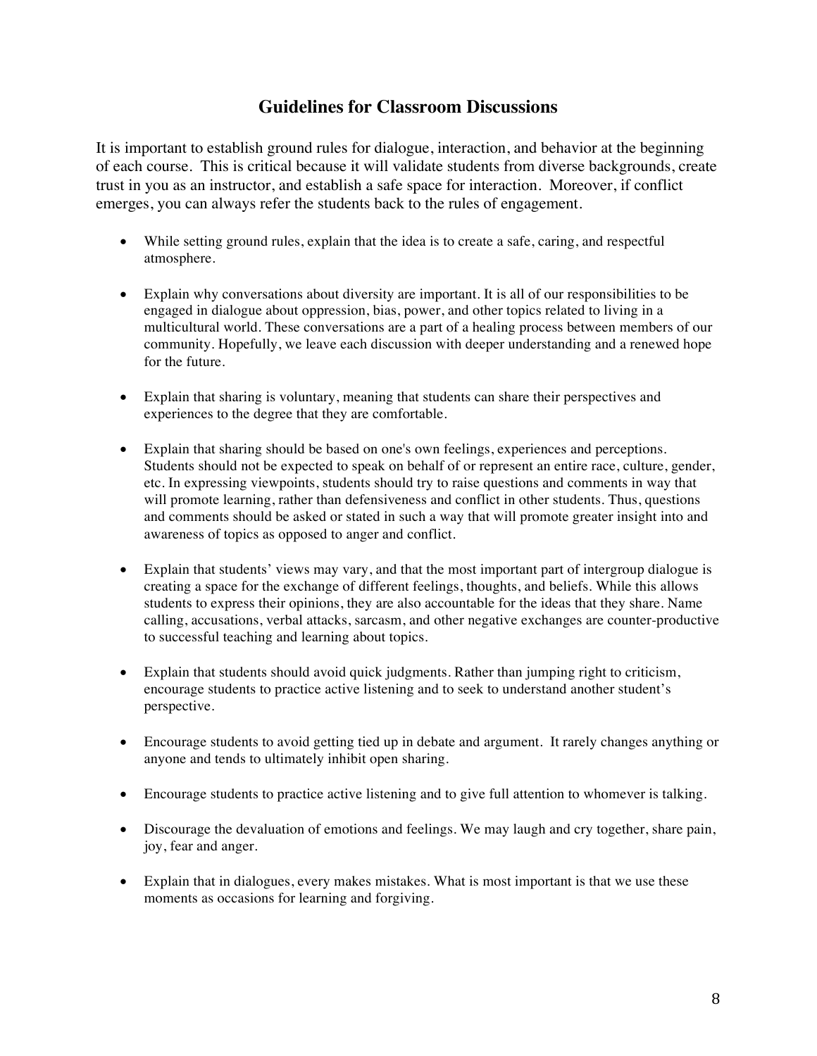## Guidelines for Classroom Discussions

It is important to establish ground rules for dialogue, interaction, and behavior at the beginning of each course. This is critical because it will validate students from diverse backgrounds, create trust in you as an instructor, and establish a safe space for interaction. Moreover, if conflict emerges, you can always refer the students back to the rules of engagement.

- While setting ground rules, explain that the idea is to create a safe, caring, and respectful atmosphere.
- Explain why conversations about diversity are important. It is all of our responsibilities to be engaged in dialogue about oppression, bias, power, and other topics related to living in a multicultural world. These conversations are a part of a healing process between members of our community. Hopefully, we leave each discussion with deeper understanding and a renewed hope for the future.
- Explain that sharing is voluntary, meaning that students can share their perspectives and experiences to the degree that they are comfortable.
- Explain that sharing should be based on one's own feelings, experiences and perceptions. Students should not be expected to speak on behalf of or represent an entire race, culture, gender, etc. In expressing viewpoints, students should try to raise questions and comments in way that will promote learning, rather than defensiveness and conflict in other students. Thus, questions and comments should be asked or stated in such a way that will promote greater insight into and awareness of topics as opposed to anger and conflict.
- Explain that students' views may vary, and that the most important part of intergroup dialogue is creating a space for the exchange of different feelings, thoughts, and beliefs. While this allows students to express their opinions, they are also accountable for the ideas that they share. Name calling, accusations, verbal attacks, sarcasm, and other negative exchanges are counter-productive to successful teaching and learning about topics.
- Explain that students should avoid quick judgments. Rather than jumping right to criticism, encourage students to practice active listening and to seek to understand another student's perspective.
- Encourage students to avoid getting tied up in debate and argument. It rarely changes anything or anyone and tends to ultimately inhibit open sharing.
- Encourage students to practice active listening and to give full attention to whomever is talking.
- Discourage the devaluation of emotions and feelings. We may laugh and cry together, share pain, joy, fear and anger.
- Explain that in dialogues, every makes mistakes. What is most important is that we use these moments as occasions for learning and forgiving.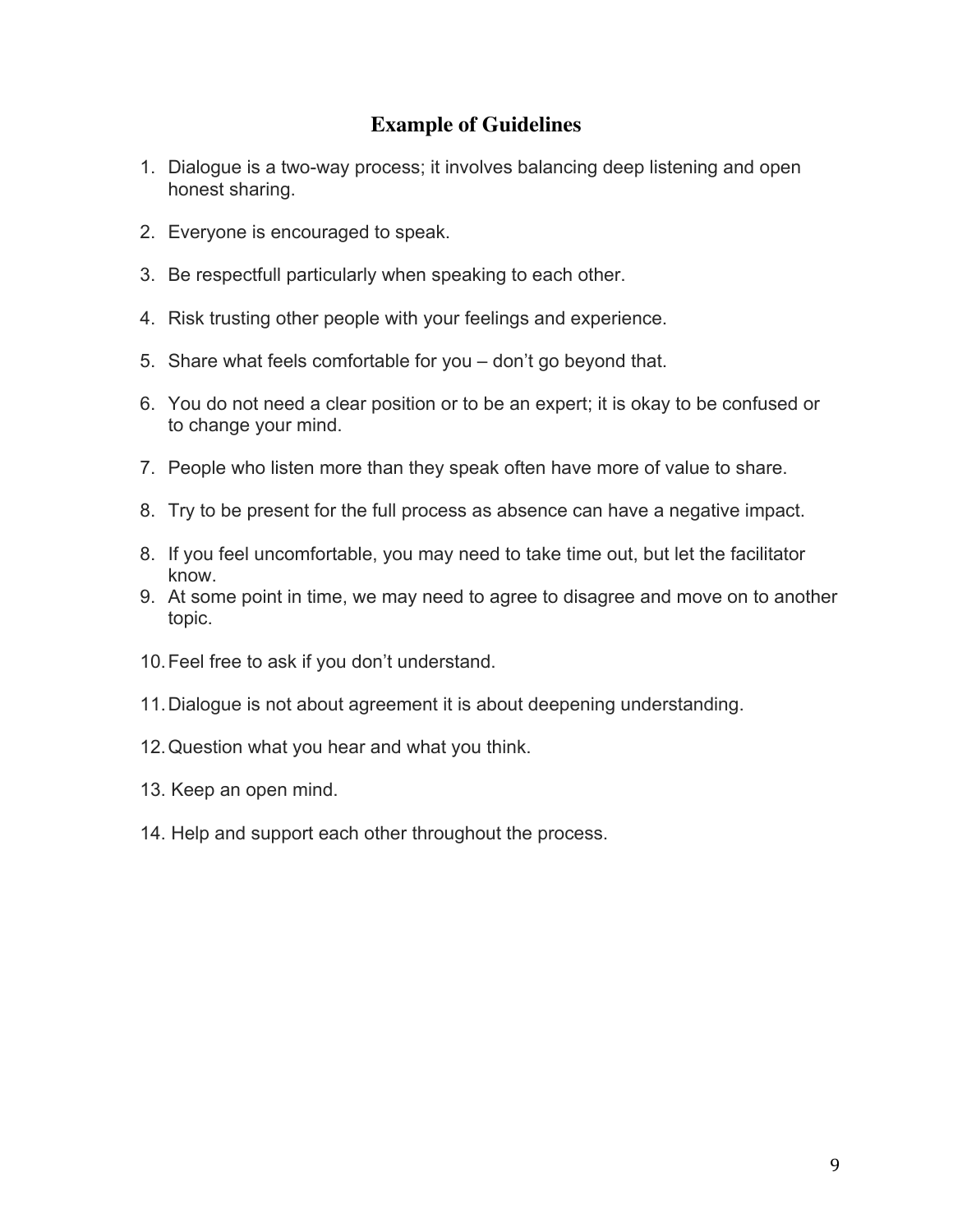## Example of Guidelines

1. Dialogue is a two-way process; it involves balancing deep listening and open honest sharing.

2. Everyone is encouraged to speak.

3. Be respectfull particularly when speaking to each other.

4. Risk trusting other people with your feelings and experience.

5. Share what feels comfortable for you – don't go beyond that.

6. You do not need a clear position or to be an expert; it is okay to be confused or to change your mind.

7. People who listen more than they speak often have more of value to share.

8. Try to be present for the full process as absence can have a negative impact.

8. If you feel uncomfortable, you may need to take time out, but let the facilitator know.

9. At some point in time, we may need to agree to disagree and move on to another topic.

10. Feel free to ask if you don't understand.

11. Dialogue is not about agreement it is about deepening understanding.

12. Question what you hear and what you think.

13. Keep an open mind.

14. Help and support each other throughout the process.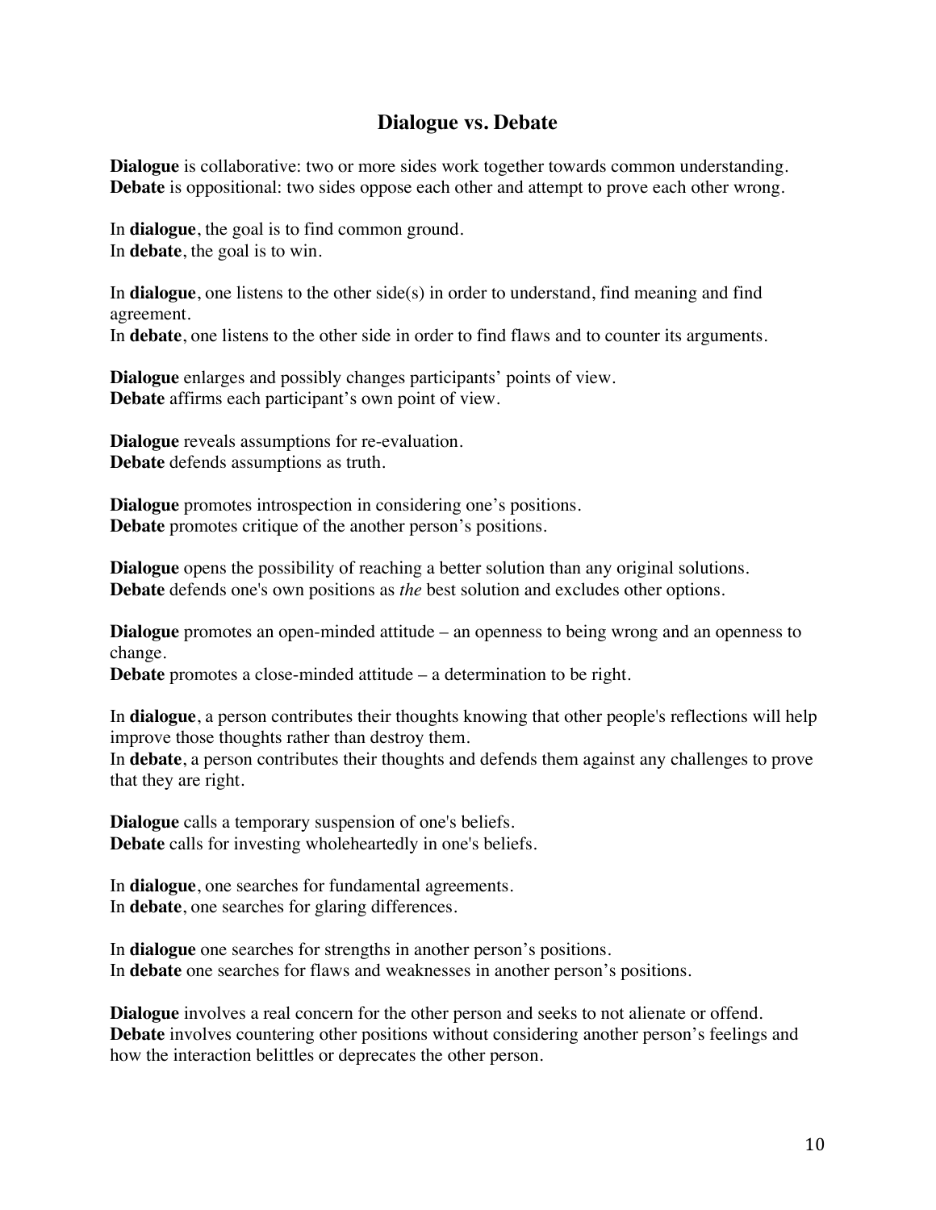## Dialogue vs. Debate

**Dialogue** is collaborative: two or more sides work together towards common understanding.
**Debate** is oppositional: two sides oppose each other and attempt to prove each other wrong.

In **dialogue**, the goal is to find common ground.
In **debate**, the goal is to win.

In **dialogue**, one listens to the other side(s) in order to understand, find meaning and find agreement.
In **debate**, one listens to the other side in order to find flaws and to counter its arguments.

**Dialogue** enlarges and possibly changes participants' points of view.
**Debate** affirms each participant's own point of view.

**Dialogue** reveals assumptions for re-evaluation.
**Debate** defends assumptions as truth.

**Dialogue** promotes introspection in considering one's positions.
**Debate** promotes critique of the another person's positions.

**Dialogue** opens the possibility of reaching a better solution than any original solutions.
**Debate** defends one's own positions as *the* best solution and excludes other options.

**Dialogue** promotes an open-minded attitude – an openness to being wrong and an openness to change.
**Debate** promotes a close-minded attitude – a determination to be right.

In **dialogue**, a person contributes their thoughts knowing that other people's reflections will help improve those thoughts rather than destroy them.
In **debate**, a person contributes their thoughts and defends them against any challenges to prove that they are right.

**Dialogue** calls a temporary suspension of one's beliefs.
**Debate** calls for investing wholeheartedly in one's beliefs.

In **dialogue**, one searches for fundamental agreements.
In **debate**, one searches for glaring differences.

In **dialogue** one searches for strengths in another person's positions.
In **debate** one searches for flaws and weaknesses in another person's positions.

**Dialogue** involves a real concern for the other person and seeks to not alienate or offend.
**Debate** involves countering other positions without considering another person's feelings and how the interaction belittles or deprecates the other person.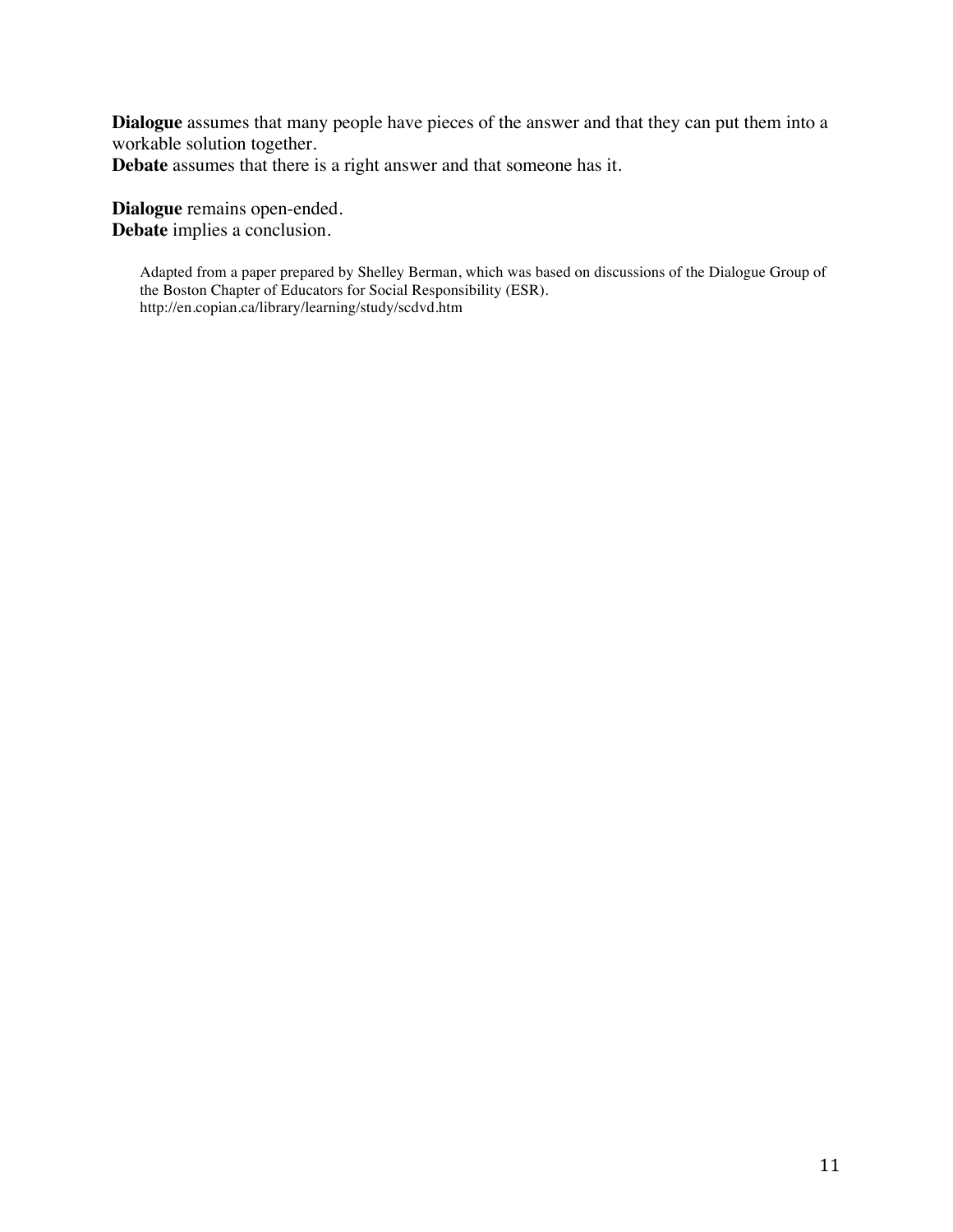**Dialogue** assumes that many people have pieces of the answer and that they can put them into a workable solution together.
**Debate** assumes that there is a right answer and that someone has it.

**Dialogue** remains open-ended.
**Debate** implies a conclusion.

Adapted from a paper prepared by Shelley Berman, which was based on discussions of the Dialogue Group of the Boston Chapter of Educators for Social Responsibility (ESR).
http://en.copian.ca/library/learning/study/scdvd.htm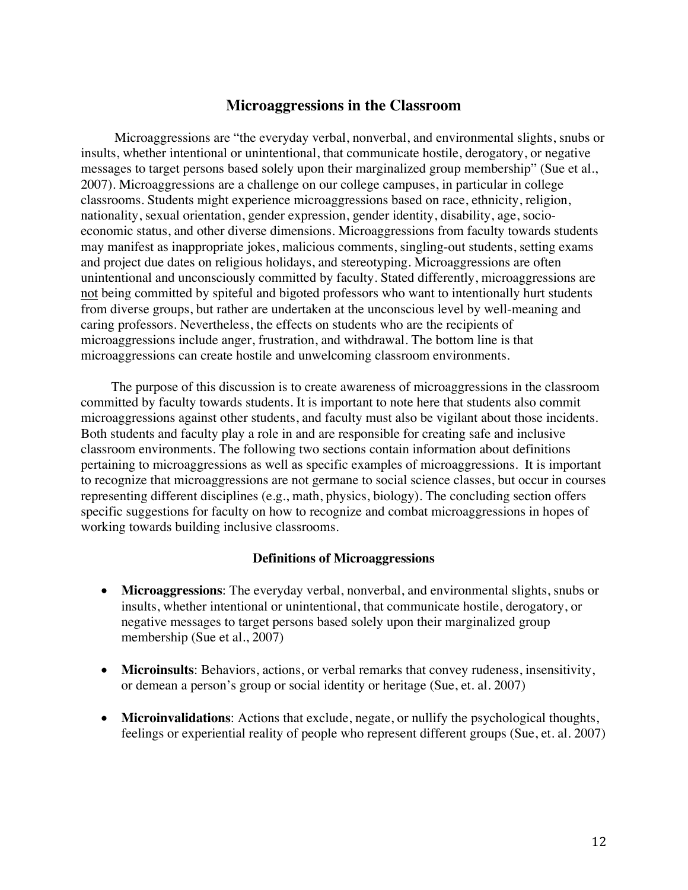## Microaggressions in the Classroom

Microaggressions are "the everyday verbal, nonverbal, and environmental slights, snubs or insults, whether intentional or unintentional, that communicate hostile, derogatory, or negative messages to target persons based solely upon their marginalized group membership" (Sue et al., 2007). Microaggressions are a challenge on our college campuses, in particular in college classrooms. Students might experience microaggressions based on race, ethnicity, religion, nationality, sexual orientation, gender expression, gender identity, disability, age, socio-economic status, and other diverse dimensions. Microaggressions from faculty towards students may manifest as inappropriate jokes, malicious comments, singling-out students, setting exams and project due dates on religious holidays, and stereotyping. Microaggressions are often unintentional and unconsciously committed by faculty. Stated differently, microaggressions are <u>not</u> being committed by spiteful and bigoted professors who want to intentionally hurt students from diverse groups, but rather are undertaken at the unconscious level by well-meaning and caring professors. Nevertheless, the effects on students who are the recipients of microaggressions include anger, frustration, and withdrawal. The bottom line is that microaggressions can create hostile and unwelcoming classroom environments.

The purpose of this discussion is to create awareness of microaggressions in the classroom committed by faculty towards students. It is important to note here that students also commit microaggressions against other students, and faculty must also be vigilant about those incidents. Both students and faculty play a role in and are responsible for creating safe and inclusive classroom environments. The following two sections contain information about definitions pertaining to microaggressions as well as specific examples of microaggressions. It is important to recognize that microaggressions are not germane to social science classes, but occur in courses representing different disciplines (e.g., math, physics, biology). The concluding section offers specific suggestions for faculty on how to recognize and combat microaggressions in hopes of working towards building inclusive classrooms.

### Definitions of Microaggressions

- **Microaggressions**: The everyday verbal, nonverbal, and environmental slights, snubs or insults, whether intentional or unintentional, that communicate hostile, derogatory, or negative messages to target persons based solely upon their marginalized group membership (Sue et al., 2007)

- **Microinsults**: Behaviors, actions, or verbal remarks that convey rudeness, insensitivity, or demean a person's group or social identity or heritage (Sue, et. al. 2007)

- **Microinvalidations**: Actions that exclude, negate, or nullify the psychological thoughts, feelings or experiential reality of people who represent different groups (Sue, et. al. 2007)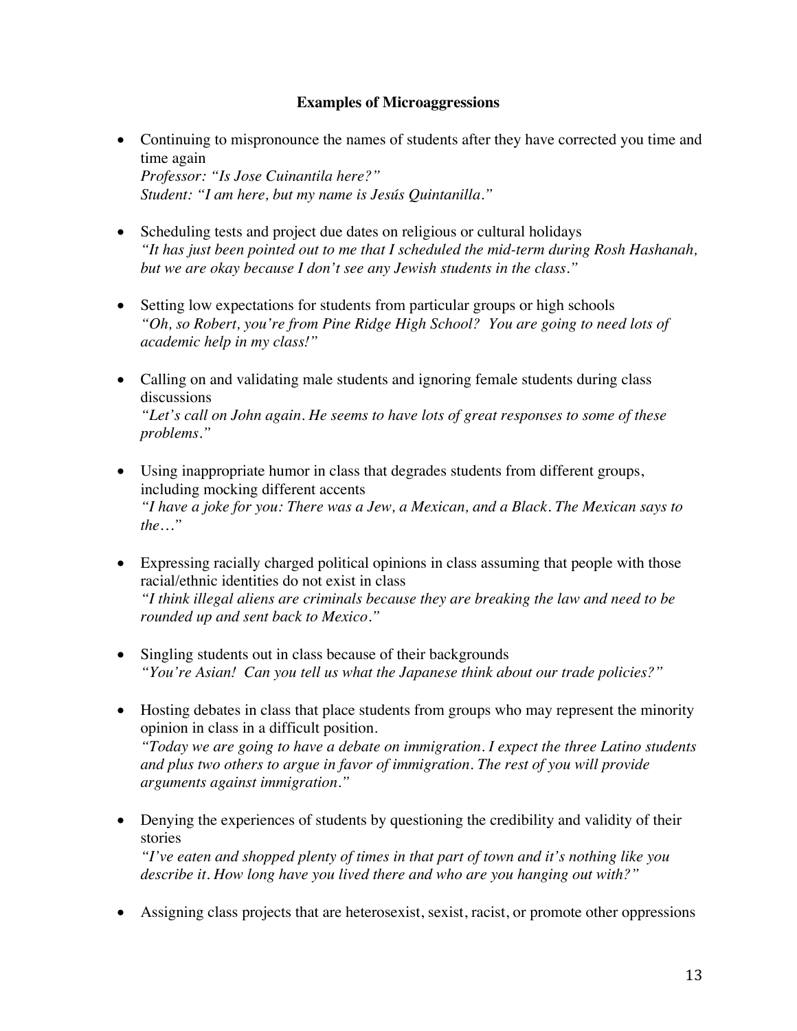**Examples of Microaggressions**

- Continuing to mispronounce the names of students after they have corrected you time and time again
  *Professor: "Is Jose Cuinantila here?"*
  *Student: "I am here, but my name is Jesús Quintanilla."*

- Scheduling tests and project due dates on religious or cultural holidays
  *"It has just been pointed out to me that I scheduled the mid-term during Rosh Hashanah, but we are okay because I don't see any Jewish students in the class."*

- Setting low expectations for students from particular groups or high schools
  *"Oh, so Robert, you're from Pine Ridge High School? You are going to need lots of academic help in my class!"*

- Calling on and validating male students and ignoring female students during class discussions
  *"Let's call on John again. He seems to have lots of great responses to some of these problems."*

- Using inappropriate humor in class that degrades students from different groups, including mocking different accents
  *"I have a joke for you: There was a Jew, a Mexican, and a Black. The Mexican says to the…"*

- Expressing racially charged political opinions in class assuming that people with those racial/ethnic identities do not exist in class
  *"I think illegal aliens are criminals because they are breaking the law and need to be rounded up and sent back to Mexico."*

- Singling students out in class because of their backgrounds
  *"You're Asian! Can you tell us what the Japanese think about our trade policies?"*

- Hosting debates in class that place students from groups who may represent the minority opinion in class in a difficult position.
  *"Today we are going to have a debate on immigration. I expect the three Latino students and plus two others to argue in favor of immigration. The rest of you will provide arguments against immigration."*

- Denying the experiences of students by questioning the credibility and validity of their stories
  *"I've eaten and shopped plenty of times in that part of town and it's nothing like you describe it. How long have you lived there and who are you hanging out with?"*

- Assigning class projects that are heterosexist, sexist, racist, or promote other oppressions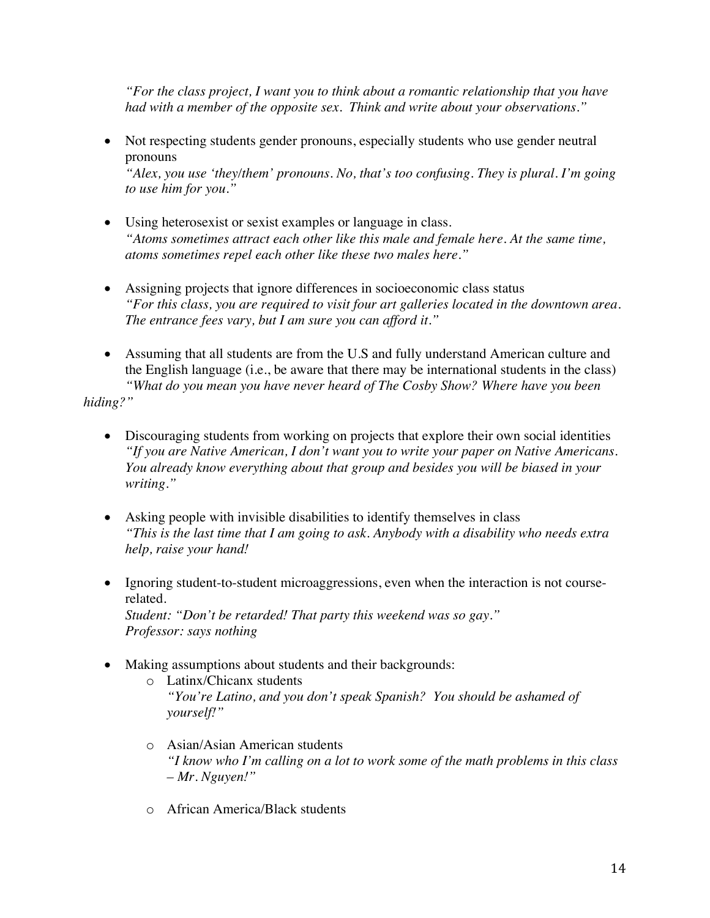*"For the class project, I want you to think about a romantic relationship that you have had with a member of the opposite sex. Think and write about your observations."*

- Not respecting students gender pronouns, especially students who use gender neutral pronouns
  *"Alex, you use 'they/them' pronouns. No, that's too confusing. They is plural. I'm going to use him for you."*

- Using heterosexist or sexist examples or language in class.
  *"Atoms sometimes attract each other like this male and female here. At the same time, atoms sometimes repel each other like these two males here."*

- Assigning projects that ignore differences in socioeconomic class status
  *"For this class, you are required to visit four art galleries located in the downtown area. The entrance fees vary, but I am sure you can afford it."*

- Assuming that all students are from the U.S and fully understand American culture and the English language (i.e., be aware that there may be international students in the class)
  *"What do you mean you have never heard of The Cosby Show? Where have you been hiding?"*

- Discouraging students from working on projects that explore their own social identities
  *"If you are Native American, I don't want you to write your paper on Native Americans. You already know everything about that group and besides you will be biased in your writing."*

- Asking people with invisible disabilities to identify themselves in class
  *"This is the last time that I am going to ask. Anybody with a disability who needs extra help, raise your hand!*

- Ignoring student-to-student microaggressions, even when the interaction is not course-related.
  *Student: "Don't be retarded! That party this weekend was so gay."*
  *Professor: says nothing*

- Making assumptions about students and their backgrounds:
  - Latinx/Chicanx students
    *"You're Latino, and you don't speak Spanish? You should be ashamed of yourself!"*
  - Asian/Asian American students
    *"I know who I'm calling on a lot to work some of the math problems in this class – Mr. Nguyen!"*
  - African America/Black students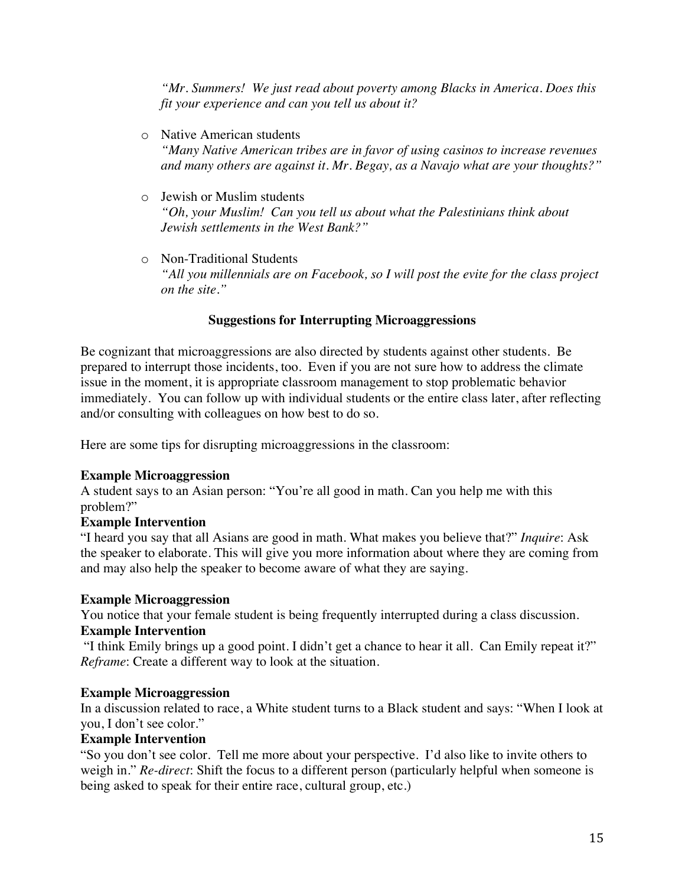*"Mr. Summers! We just read about poverty among Blacks in America. Does this fit your experience and can you tell us about it?*

- Native American students
  *"Many Native American tribes are in favor of using casinos to increase revenues and many others are against it. Mr. Begay, as a Navajo what are your thoughts?"*

- Jewish or Muslim students
  *"Oh, your Muslim! Can you tell us about what the Palestinians think about Jewish settlements in the West Bank?"*

- Non-Traditional Students
  *"All you millennials are on Facebook, so I will post the evite for the class project on the site."*

### Suggestions for Interrupting Microaggressions

Be cognizant that microaggressions are also directed by students against other students. Be prepared to interrupt those incidents, too. Even if you are not sure how to address the climate issue in the moment, it is appropriate classroom management to stop problematic behavior immediately. You can follow up with individual students or the entire class later, after reflecting and/or consulting with colleagues on how best to do so.

Here are some tips for disrupting microaggressions in the classroom:

**Example Microaggression**
A student says to an Asian person: "You're all good in math. Can you help me with this problem?"
**Example Intervention**
"I heard you say that all Asians are good in math. What makes you believe that?" *Inquire*: Ask the speaker to elaborate. This will give you more information about where they are coming from and may also help the speaker to become aware of what they are saying.

**Example Microaggression**
You notice that your female student is being frequently interrupted during a class discussion.
**Example Intervention**
"I think Emily brings up a good point. I didn't get a chance to hear it all. Can Emily repeat it?" *Reframe*: Create a different way to look at the situation.

**Example Microaggression**
In a discussion related to race, a White student turns to a Black student and says: "When I look at you, I don't see color."
**Example Intervention**
"So you don't see color. Tell me more about your perspective. I'd also like to invite others to weigh in." *Re-direct*: Shift the focus to a different person (particularly helpful when someone is being asked to speak for their entire race, cultural group, etc.)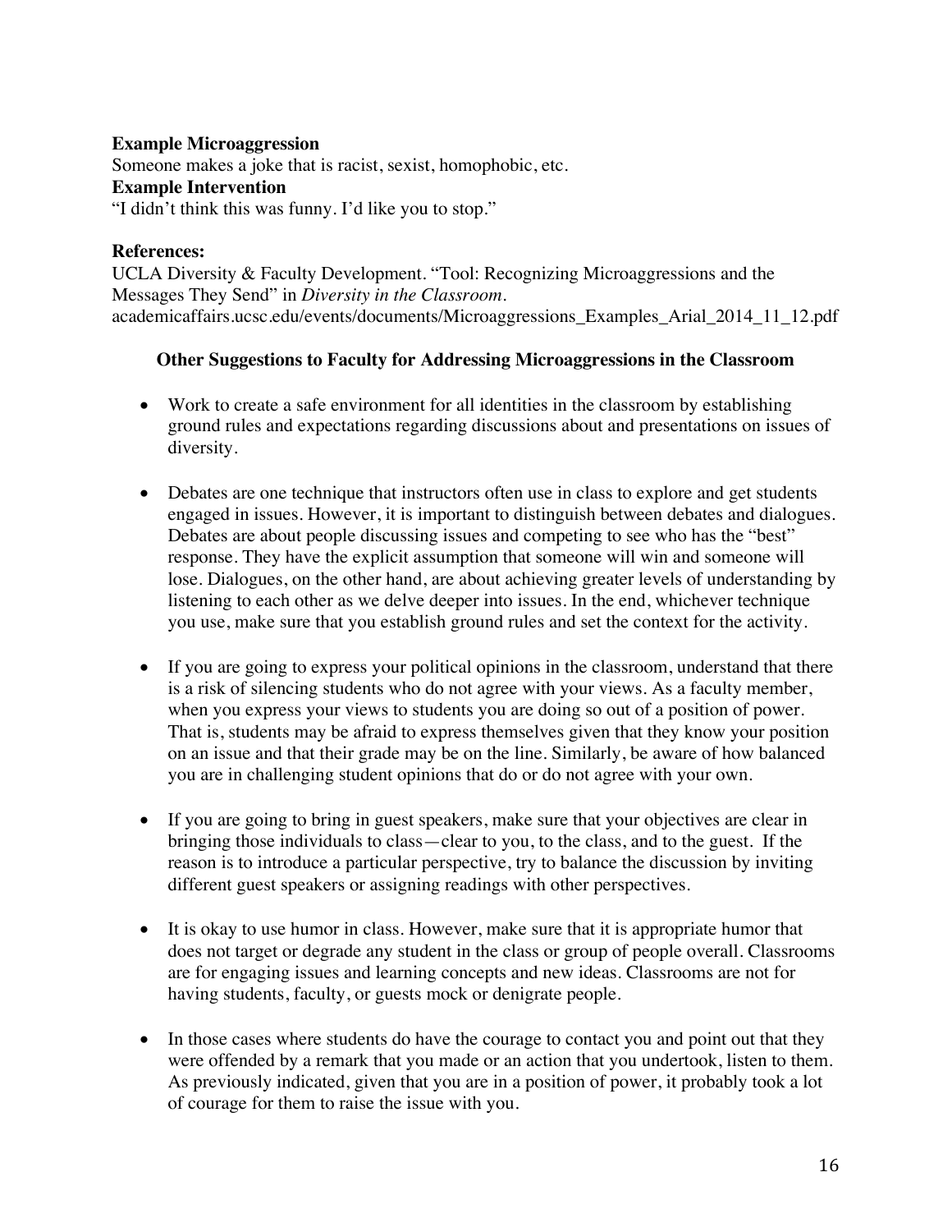**Example Microaggression**

Someone makes a joke that is racist, sexist, homophobic, etc.

**Example Intervention**

"I didn't think this was funny. I'd like you to stop."

**References:**

UCLA Diversity & Faculty Development. "Tool: Recognizing Microaggressions and the Messages They Send" in *Diversity in the Classroom*. academicaffairs.ucsc.edu/events/documents/Microaggressions_Examples_Arial_2014_11_12.pdf

**Other Suggestions to Faculty for Addressing Microaggressions in the Classroom**

- Work to create a safe environment for all identities in the classroom by establishing ground rules and expectations regarding discussions about and presentations on issues of diversity.

- Debates are one technique that instructors often use in class to explore and get students engaged in issues. However, it is important to distinguish between debates and dialogues. Debates are about people discussing issues and competing to see who has the "best" response. They have the explicit assumption that someone will win and someone will lose. Dialogues, on the other hand, are about achieving greater levels of understanding by listening to each other as we delve deeper into issues. In the end, whichever technique you use, make sure that you establish ground rules and set the context for the activity.

- If you are going to express your political opinions in the classroom, understand that there is a risk of silencing students who do not agree with your views. As a faculty member, when you express your views to students you are doing so out of a position of power. That is, students may be afraid to express themselves given that they know your position on an issue and that their grade may be on the line. Similarly, be aware of how balanced you are in challenging student opinions that do or do not agree with your own.

- If you are going to bring in guest speakers, make sure that your objectives are clear in bringing those individuals to class—clear to you, to the class, and to the guest. If the reason is to introduce a particular perspective, try to balance the discussion by inviting different guest speakers or assigning readings with other perspectives.

- It is okay to use humor in class. However, make sure that it is appropriate humor that does not target or degrade any student in the class or group of people overall. Classrooms are for engaging issues and learning concepts and new ideas. Classrooms are not for having students, faculty, or guests mock or denigrate people.

- In those cases where students do have the courage to contact you and point out that they were offended by a remark that you made or an action that you undertook, listen to them. As previously indicated, given that you are in a position of power, it probably took a lot of courage for them to raise the issue with you.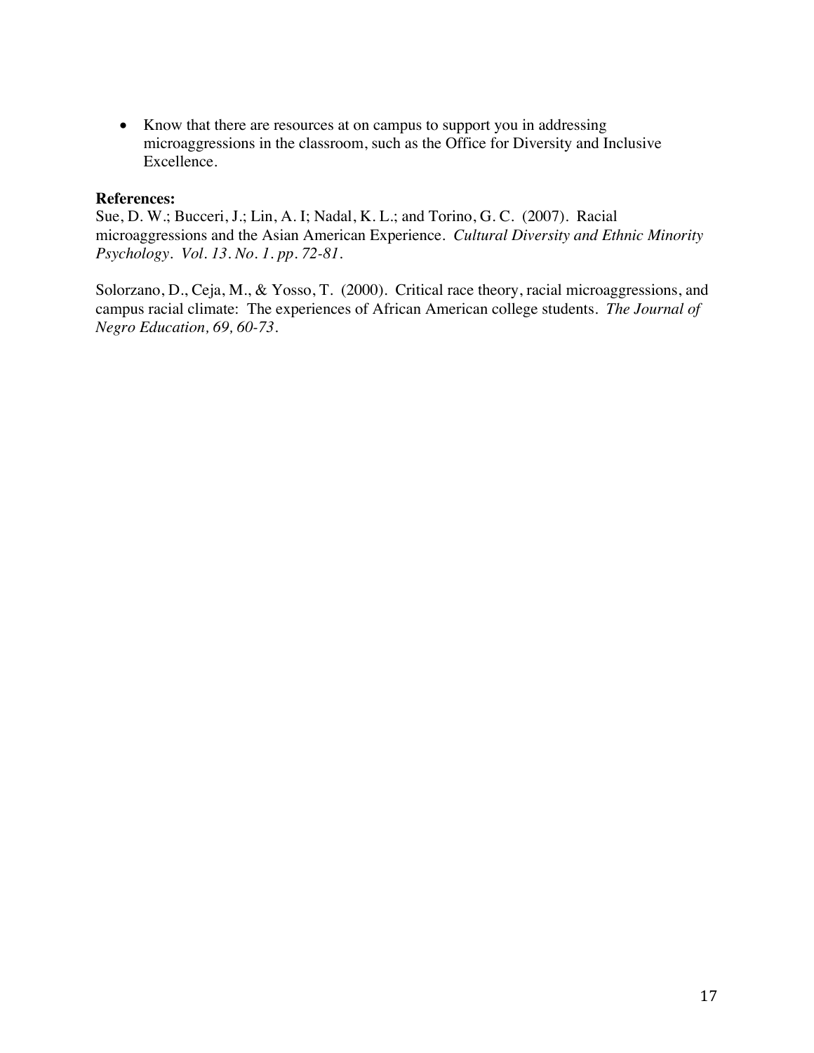- Know that there are resources at on campus to support you in addressing microaggressions in the classroom, such as the Office for Diversity and Inclusive Excellence.

**References:**

Sue, D. W.; Bucceri, J.; Lin, A. I; Nadal, K. L.; and Torino, G. C. (2007). Racial microaggressions and the Asian American Experience. *Cultural Diversity and Ethnic Minority Psychology. Vol. 13. No. 1. pp. 72-81.*

Solorzano, D., Ceja, M., & Yosso, T. (2000). Critical race theory, racial microaggressions, and campus racial climate: The experiences of African American college students. *The Journal of Negro Education, 69, 60-73.*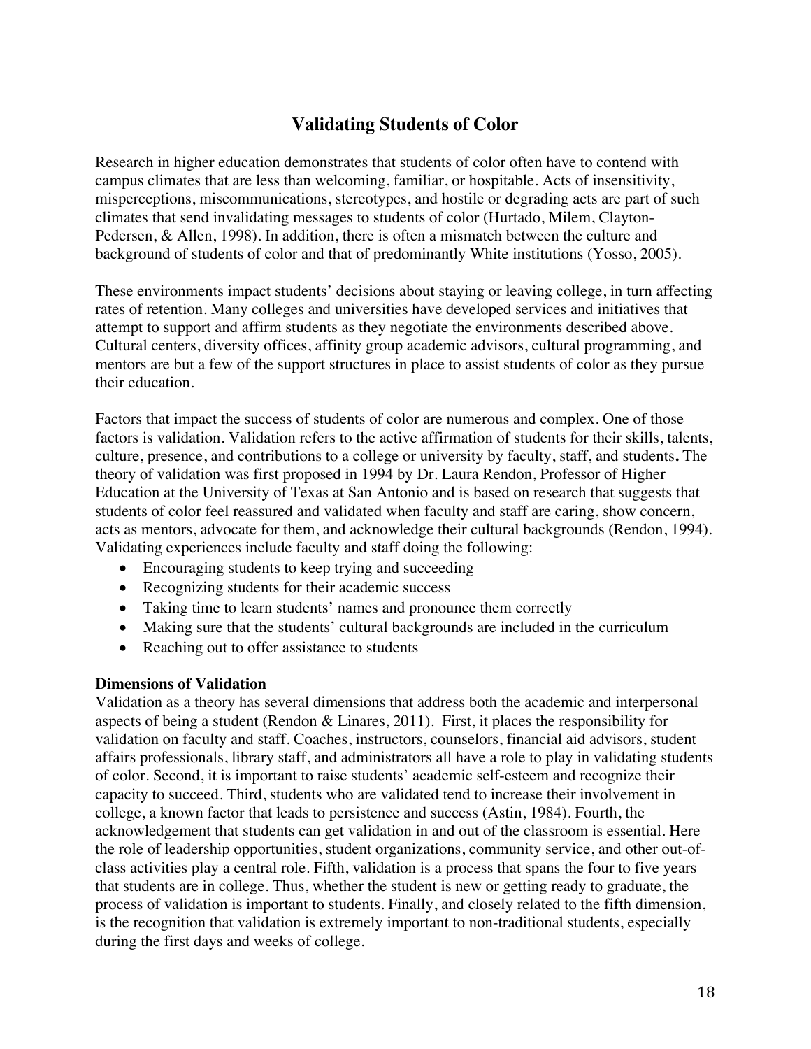## Validating Students of Color

Research in higher education demonstrates that students of color often have to contend with campus climates that are less than welcoming, familiar, or hospitable. Acts of insensitivity, misperceptions, miscommunications, stereotypes, and hostile or degrading acts are part of such climates that send invalidating messages to students of color (Hurtado, Milem, Clayton-Pedersen, & Allen, 1998). In addition, there is often a mismatch between the culture and background of students of color and that of predominantly White institutions (Yosso, 2005).

These environments impact students' decisions about staying or leaving college, in turn affecting rates of retention. Many colleges and universities have developed services and initiatives that attempt to support and affirm students as they negotiate the environments described above. Cultural centers, diversity offices, affinity group academic advisors, cultural programming, and mentors are but a few of the support structures in place to assist students of color as they pursue their education.

Factors that impact the success of students of color are numerous and complex. One of those factors is validation. Validation refers to the active affirmation of students for their skills, talents, culture, presence, and contributions to a college or university by faculty, staff, and students**.** The theory of validation was first proposed in 1994 by Dr. Laura Rendon, Professor of Higher Education at the University of Texas at San Antonio and is based on research that suggests that students of color feel reassured and validated when faculty and staff are caring, show concern, acts as mentors, advocate for them, and acknowledge their cultural backgrounds (Rendon, 1994). Validating experiences include faculty and staff doing the following:

- Encouraging students to keep trying and succeeding
- Recognizing students for their academic success
- Taking time to learn students' names and pronounce them correctly
- Making sure that the students' cultural backgrounds are included in the curriculum
- Reaching out to offer assistance to students

**Dimensions of Validation**

Validation as a theory has several dimensions that address both the academic and interpersonal aspects of being a student (Rendon & Linares, 2011). First, it places the responsibility for validation on faculty and staff. Coaches, instructors, counselors, financial aid advisors, student affairs professionals, library staff, and administrators all have a role to play in validating students of color. Second, it is important to raise students' academic self-esteem and recognize their capacity to succeed. Third, students who are validated tend to increase their involvement in college, a known factor that leads to persistence and success (Astin, 1984). Fourth, the acknowledgement that students can get validation in and out of the classroom is essential. Here the role of leadership opportunities, student organizations, community service, and other out-of-class activities play a central role. Fifth, validation is a process that spans the four to five years that students are in college. Thus, whether the student is new or getting ready to graduate, the process of validation is important to students. Finally, and closely related to the fifth dimension, is the recognition that validation is extremely important to non-traditional students, especially during the first days and weeks of college.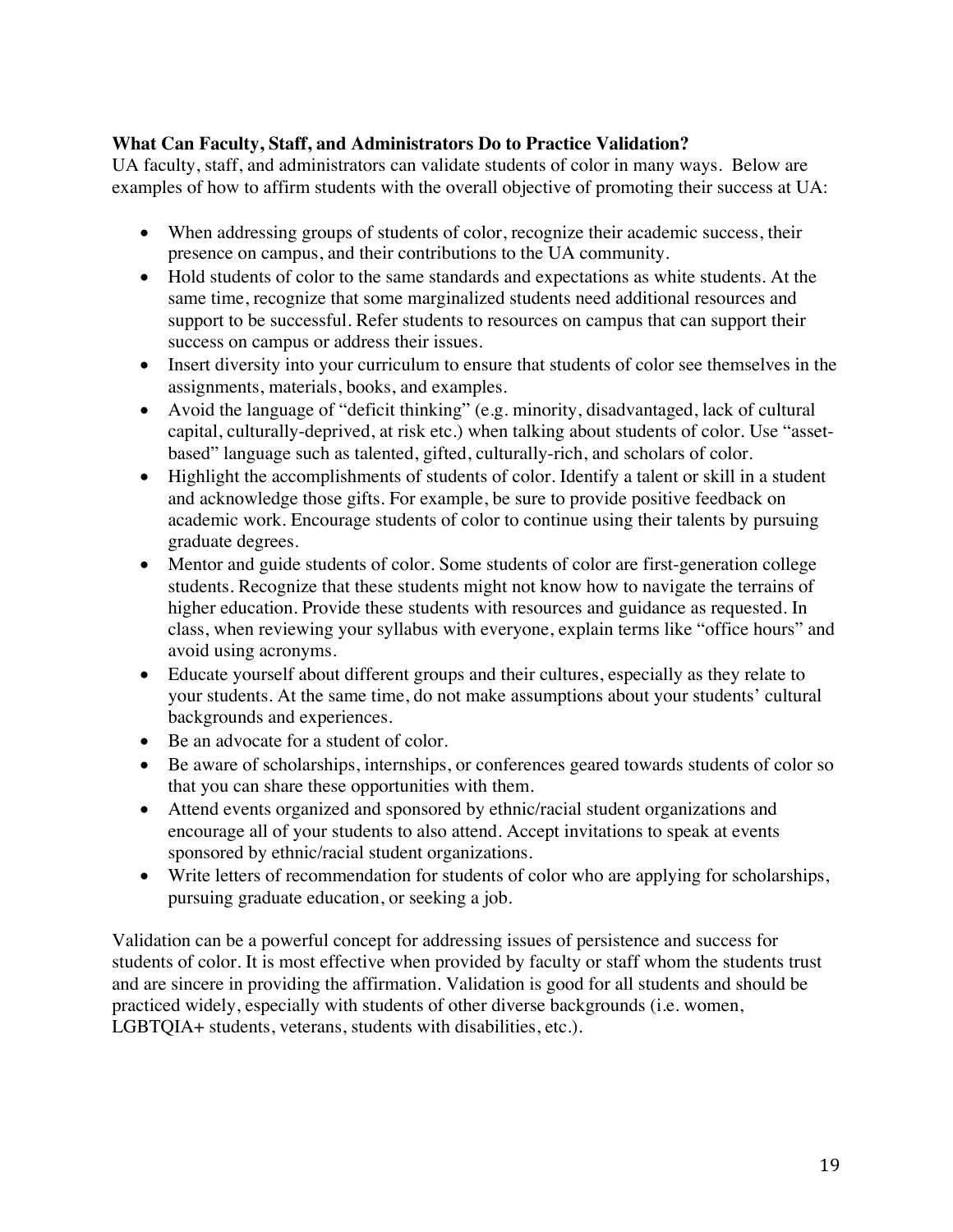**What Can Faculty, Staff, and Administrators Do to Practice Validation?**

UA faculty, staff, and administrators can validate students of color in many ways. Below are examples of how to affirm students with the overall objective of promoting their success at UA:

- When addressing groups of students of color, recognize their academic success, their presence on campus, and their contributions to the UA community.
- Hold students of color to the same standards and expectations as white students. At the same time, recognize that some marginalized students need additional resources and support to be successful. Refer students to resources on campus that can support their success on campus or address their issues.
- Insert diversity into your curriculum to ensure that students of color see themselves in the assignments, materials, books, and examples.
- Avoid the language of "deficit thinking" (e.g. minority, disadvantaged, lack of cultural capital, culturally-deprived, at risk etc.) when talking about students of color. Use "asset-based" language such as talented, gifted, culturally-rich, and scholars of color.
- Highlight the accomplishments of students of color. Identify a talent or skill in a student and acknowledge those gifts. For example, be sure to provide positive feedback on academic work. Encourage students of color to continue using their talents by pursuing graduate degrees.
- Mentor and guide students of color. Some students of color are first-generation college students. Recognize that these students might not know how to navigate the terrains of higher education. Provide these students with resources and guidance as requested. In class, when reviewing your syllabus with everyone, explain terms like "office hours" and avoid using acronyms.
- Educate yourself about different groups and their cultures, especially as they relate to your students. At the same time, do not make assumptions about your students' cultural backgrounds and experiences.
- Be an advocate for a student of color.
- Be aware of scholarships, internships, or conferences geared towards students of color so that you can share these opportunities with them.
- Attend events organized and sponsored by ethnic/racial student organizations and encourage all of your students to also attend. Accept invitations to speak at events sponsored by ethnic/racial student organizations.
- Write letters of recommendation for students of color who are applying for scholarships, pursuing graduate education, or seeking a job.

Validation can be a powerful concept for addressing issues of persistence and success for students of color. It is most effective when provided by faculty or staff whom the students trust and are sincere in providing the affirmation. Validation is good for all students and should be practiced widely, especially with students of other diverse backgrounds (i.e. women, LGBTQIA+ students, veterans, students with disabilities, etc.).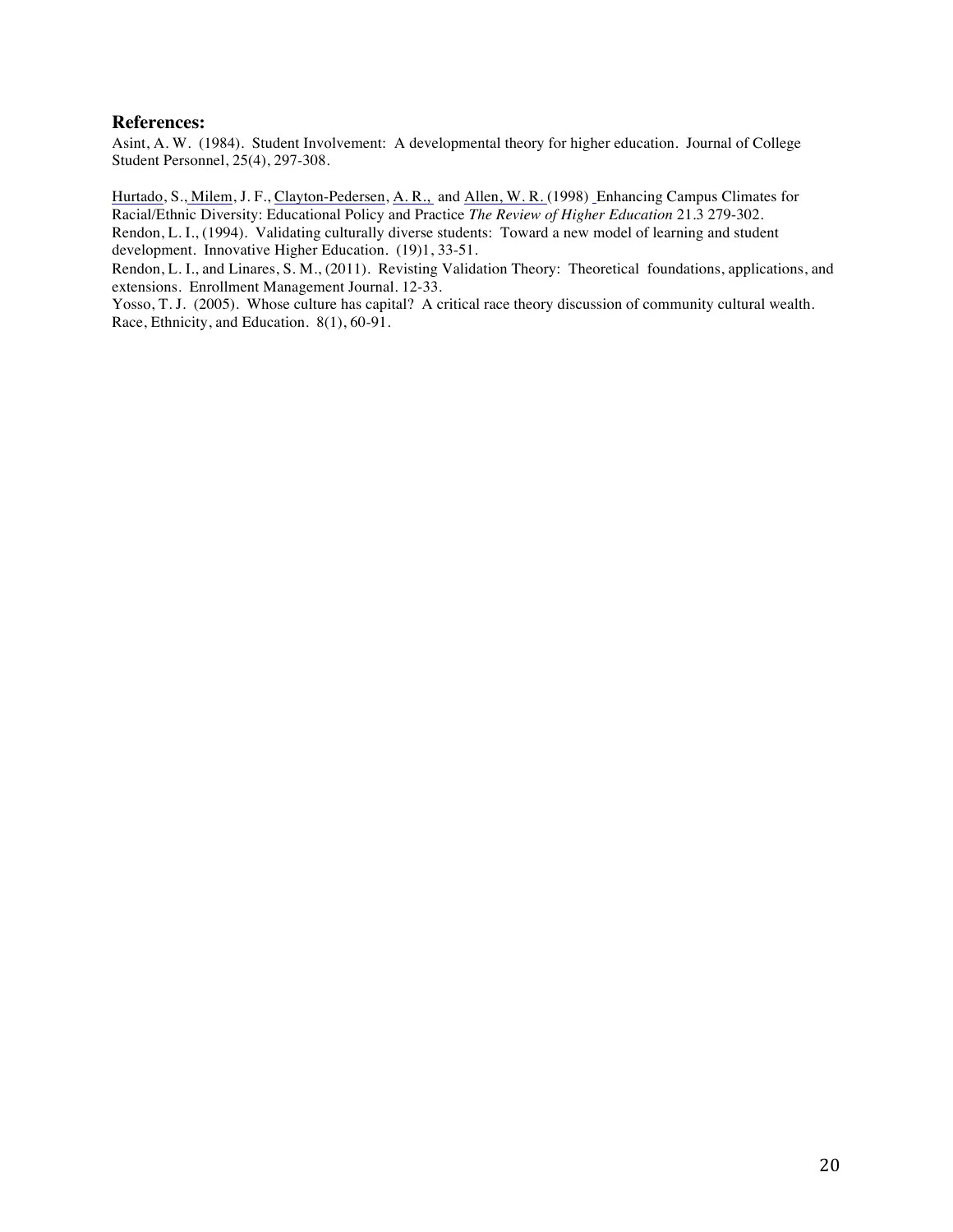### References:

Asint, A. W. (1984). Student Involvement: A developmental theory for higher education. Journal of College Student Personnel, 25(4), 297-308.

Hurtado, S., Milem, J. F., Clayton-Pedersen, A. R., and Allen, W. R. (1998) Enhancing Campus Climates for Racial/Ethnic Diversity: Educational Policy and Practice *The Review of Higher Education* 21.3 279-302.

Rendon, L. I., (1994). Validating culturally diverse students: Toward a new model of learning and student development. Innovative Higher Education. (19)1, 33-51.

Rendon, L. I., and Linares, S. M., (2011). Revisting Validation Theory: Theoretical foundations, applications, and extensions. Enrollment Management Journal. 12-33.

Yosso, T. J. (2005). Whose culture has capital? A critical race theory discussion of community cultural wealth. Race, Ethnicity, and Education. 8(1), 60-91.